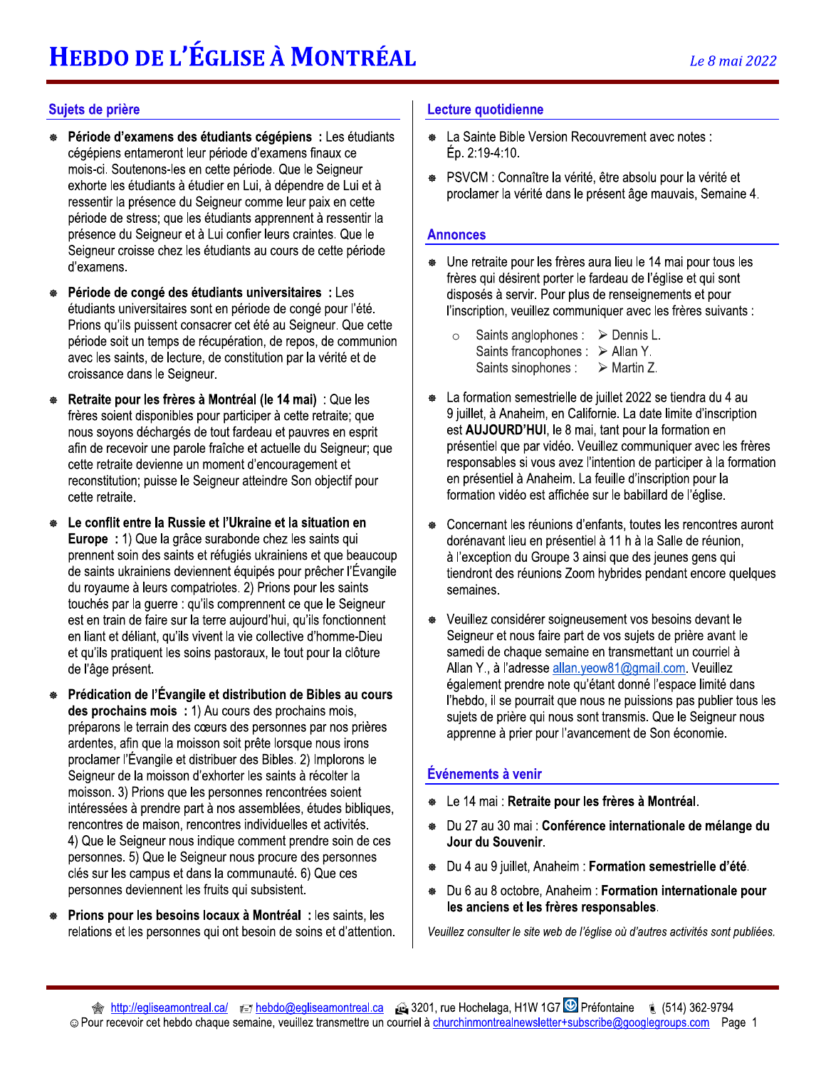# HEBDO DE L'ÉGLISE À MONTRÉAL

*Le 8 mai 2022*

## Sujets de prière

- **Période d'examens des étudiants cégépiens :** Les étudiants cégépiens entameront leur période d'examens finaux ce mois-ci. Soutenons-les en cette période. Que le Seigneur exhorte les étudiants à étudier en Lui, à dépendre de Lui et à ressentir la présence du Seigneur comme leur paix en cette période de stress; que les étudiants apprennent à ressentir la présence du Seigneur et à Lui confier leurs craintes. Que le Seigneur croisse chez les étudiants au cours de cette période d'examens.
- **Période de congé des étudiants universitaires :** Les étudiants universitaires sont en période de congé pour l'été. Prions qu'ils puissent consacrer cet été au Seigneur. Que cette période soit un temps de récupération, de repos, de communion avec les saints, de lecture, de constitution par la vérité et de croissance dans le Seigneur.
- **Retraite pour les frères à Montréal (le 14 mai) :** Que les frères soient disponibles pour participer à cette retraite; que nous soyons déchargés de tout fardeau et pauvres en esprit afin de recevoir une parole fraîche et actuelle du Seigneur; que cette retraite devienne un moment d'encouragement et reconstitution; puisse le Seigneur atteindre Son objectif pour cette retraite.
- **Le conflit entre la Russie et l'Ukraine et la situation en Europe :** 1) Que la grâce surabonde chez les saints qui prennent soin des saints et réfugiés ukrainiens et que beaucoup de saints ukrainiens deviennent équipés pour prêcher l'Évangile du royaume à leurs compatriotes. 2) Prions pour les saints touchés par la guerre : qu'ils comprennent ce que le Seigneur est en train de faire sur la terre aujourd'hui, qu'ils fonctionnent en liant et déliant, qu'ils vivent la vie collective d'homme-Dieu et qu'ils pratiquent les soins pastoraux, le tout pour la clôture de l'âge présent.
- **Prédication de l'Évangile et distribution de Bibles au cours des prochains mois :** 1) Au cours des prochains mois, préparons le terrain des cœurs des personnes par nos prières ardentes, afin que la moisson soit prête lorsque nous irons proclamer l'Évangile et distribuer des Bibles. 2) Implorons le Seigneur de la moisson d'exhorter les saints à récolter la moisson. 3) Prions que les personnes rencontrées soient intéressées à prendre part à nos assemblées, études bibliques, rencontres de maison, rencontres individuelles et activités. 4) Que le Seigneur nous indique comment prendre soin de ces personnes. 5) Que le Seigneur nous procure des personnes clés sur les campus et dans la communauté. 6) Que ces personnes deviennent les fruits qui subsistent.
- **Prions pour les besoins locaux à Montréal :** les saints, les relations et les personnes qui ont besoin de soins et d'attention.

## Lecture quotidienne

- La Sainte Bible Version Recouvrement avec notes : Ép. 2:19-4:10.
- PSVCM : Connaître la vérité, être absolu pour la vérité et proclamer la vérité dans le présent âge mauvais, Semaine 4.

## Annonces

- Une retraite pour les frères aura lieu le 14 mai pour tous les frères qui désirent porter le fardeau de l'église et qui sont disposés à servir. Pour plus de renseignements et pour l'inscription, veuillez communiquer avec les frères suivants :
  - Saints anglophones : ➢ Dennis L.
    Saints francophones : ➢ Allan Y.
    Saints sinophones : ➢ Martin Z.
- La formation semestrielle de juillet 2022 se tiendra du 4 au 9 juillet, à Anaheim, en Californie. La date limite d'inscription est **AUJOURD'HUI**, le 8 mai, tant pour la formation en présentiel que par vidéo. Veuillez communiquer avec les frères responsables si vous avez l'intention de participer à la formation en présentiel à Anaheim. La feuille d'inscription pour la formation vidéo est affichée sur le babillard de l'église.
- Concernant les réunions d'enfants, toutes les rencontres auront dorénavant lieu en présentiel à 11 h à la Salle de réunion, à l'exception du Groupe 3 ainsi que des jeunes gens qui tiendront des réunions Zoom hybrides pendant encore quelques semaines.
- Veuillez considérer soigneusement vos besoins devant le Seigneur et nous faire part de vos sujets de prière avant le samedi de chaque semaine en transmettant un courriel à Allan Y., à l'adresse allan.yeow81@gmail.com. Veuillez également prendre note qu'étant donné l'espace limité dans l'hebdo, il se pourrait que nous ne puissions pas publier tous les sujets de prière qui nous sont transmis. Que le Seigneur nous apprenne à prier pour l'avancement de Son économie.

## Événements à venir

- Le 14 mai : **Retraite pour les frères à Montréal**.
- Du 27 au 30 mai : **Conférence internationale de mélange du Jour du Souvenir**.
- Du 4 au 9 juillet, Anaheim : **Formation semestrielle d'été**.
- Du 6 au 8 octobre, Anaheim : **Formation internationale pour les anciens et les frères responsables**.

*Veuillez consulter le site web de l'église où d'autres activités sont publiées.*

http://egliseamontreal.ca/ hebdo@egliseamontreal.ca 3201, rue Hochelaga, H1W 1G7 Préfontaine (514) 362-9794
☺ Pour recevoir cet hebdo chaque semaine, veuillez transmettre un courriel à churchinmontrealnewsletter+subscribe@googlegroups.com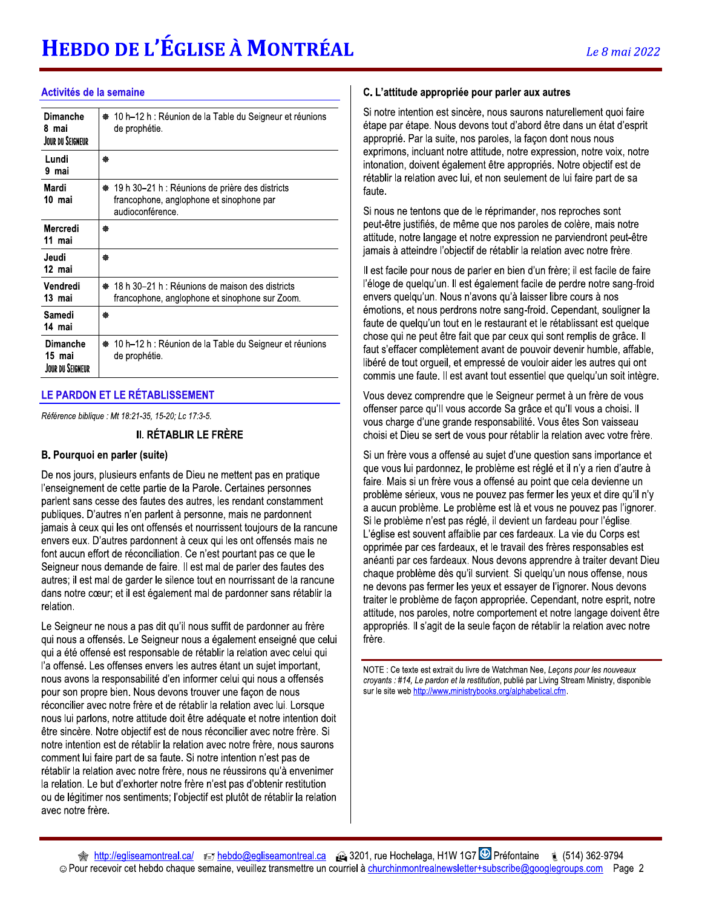# HEBDO DE L'ÉGLISE À MONTRÉAL

*Le 8 mai 2022*

### Activités de la semaine

| | |
|---|---|
| **Dimanche 8 mai** JOUR DU SEIGNEUR | ❅ 10 h–12 h : Réunion de la Table du Seigneur et réunions de prophétie. |
| **Lundi 9 mai** | ❅ |
| **Mardi 10 mai** | ❅ 19 h 30–21 h : Réunions de prière des districts francophone, anglophone et sinophone par audioconférence. |
| **Mercredi 11 mai** | ❅ |
| **Jeudi 12 mai** | ❅ |
| **Vendredi 13 mai** | ❅ 18 h 30–21 h : Réunions de maison des districts francophone, anglophone et sinophone sur Zoom. |
| **Samedi 14 mai** | ❅ |
| **Dimanche 15 mai** JOUR DU SEIGNEUR | ❅ 10 h–12 h : Réunion de la Table du Seigneur et réunions de prophétie. |

## LE PARDON ET LE RÉTABLISSEMENT

*Référence biblique : Mt 18:21-35, 15-20; Lc 17:3-5.*

### II. RÉTABLIR LE FRÈRE

#### B. Pourquoi en parler (suite)

De nos jours, plusieurs enfants de Dieu ne mettent pas en pratique l'enseignement de cette partie de la Parole. Certaines personnes parlent sans cesse des fautes des autres, les rendant constamment publiques. D'autres n'en parlent à personne, mais ne pardonnent jamais à ceux qui les ont offensés et nourrissent toujours de la rancune envers eux. D'autres pardonnent à ceux qui les ont offensés mais ne font aucun effort de réconciliation. Ce n'est pourtant pas ce que le Seigneur nous demande de faire. Il est mal de parler des fautes des autres; il est mal de garder le silence tout en nourrissant de la rancune dans notre cœur; et il est également mal de pardonner sans rétablir la relation.

Le Seigneur ne nous a pas dit qu'il nous suffit de pardonner au frère qui nous a offensés. Le Seigneur nous a également enseigné que celui qui a été offensé est responsable de rétablir la relation avec celui qui l'a offensé. Les offenses envers les autres étant un sujet important, nous avons la responsabilité d'en informer celui qui nous a offensés pour son propre bien. Nous devons trouver une façon de nous réconcilier avec notre frère et de rétablir la relation avec lui. Lorsque nous lui parlons, notre attitude doit être adéquate et notre intention doit être sincère. Notre objectif est de nous réconcilier avec notre frère. Si notre intention est de rétablir la relation avec notre frère, nous saurons comment lui faire part de sa faute. Si notre intention n'est pas de rétablir la relation avec notre frère, nous ne réussirons qu'à envenimer la relation. Le but d'exhorter notre frère n'est pas d'obtenir restitution ou de légitimer nos sentiments; l'objectif est plutôt de rétablir la relation avec notre frère.

#### C. L'attitude appropriée pour parler aux autres

Si notre intention est sincère, nous saurons naturellement quoi faire étape par étape. Nous devons tout d'abord être dans un état d'esprit approprié. Par la suite, nos paroles, la façon dont nous nous exprimons, incluant notre attitude, notre expression, notre voix, notre intonation, doivent également être appropriés. Notre objectif est de rétablir la relation avec lui, et non seulement de lui faire part de sa faute.

Si nous ne tentons que de le réprimander, nos reproches sont peut-être justifiés, de même que nos paroles de colère, mais notre attitude, notre langage et notre expression ne parviendront peut-être jamais à atteindre l'objectif de rétablir la relation avec notre frère.

Il est facile pour nous de parler en bien d'un frère; il est facile de faire l'éloge de quelqu'un. Il est également facile de perdre notre sang-froid envers quelqu'un. Nous n'avons qu'à laisser libre cours à nos émotions, et nous perdrons notre sang-froid. Cependant, souligner la faute de quelqu'un tout en le restaurant et le rétablissant est quelque chose qui ne peut être fait que par ceux qui sont remplis de grâce. Il faut s'effacer complètement avant de pouvoir devenir humble, affable, libéré de tout orgueil, et empressé de vouloir aider les autres qui ont commis une faute. Il est avant tout essentiel que quelqu'un soit intègre.

Vous devez comprendre que le Seigneur permet à un frère de vous offenser parce qu'Il vous accorde Sa grâce et qu'Il vous a choisi. Il vous charge d'une grande responsabilité. Vous êtes Son vaisseau choisi et Dieu se sert de vous pour rétablir la relation avec votre frère.

Si un frère vous a offensé au sujet d'une question sans importance et que vous lui pardonnez, le problème est réglé et il n'y a rien d'autre à faire. Mais si un frère vous a offensé au point que cela devienne un problème sérieux, vous ne pouvez pas fermer les yeux et dire qu'il n'y a aucun problème. Le problème est là et vous ne pouvez pas l'ignorer. Si le problème n'est pas réglé, il devient un fardeau pour l'église. L'église est souvent affaiblie par ces fardeaux. La vie du Corps est opprimée par ces fardeaux, et le travail des frères responsables est anéanti par ces fardeaux. Nous devons apprendre à traiter devant Dieu chaque problème dès qu'il survient. Si quelqu'un nous offense, nous ne devons pas fermer les yeux et essayer de l'ignorer. Nous devons traiter le problème de façon appropriée. Cependant, notre esprit, notre attitude, nos paroles, notre comportement et notre langage doivent être appropriés. Il s'agit de la seule façon de rétablir la relation avec notre frère.

---

NOTE : Ce texte est extrait du livre de Watchman Nee, *Leçons pour les nouveaux croyants : #14, Le pardon et la restitution*, publié par Living Stream Ministry, disponible sur le site web http://www.ministrybooks.org/alphabetical.cfm.

---

http://egliseamontreal.ca/ hebdo@egliseamontreal.ca 3201, rue Hochelaga, H1W 1G7 Préfontaine (514) 362-9794

☺ Pour recevoir cet hebdo chaque semaine, veuillez transmettre un courriel à churchinmontrealnewsletter+subscribe@googlegroups.com